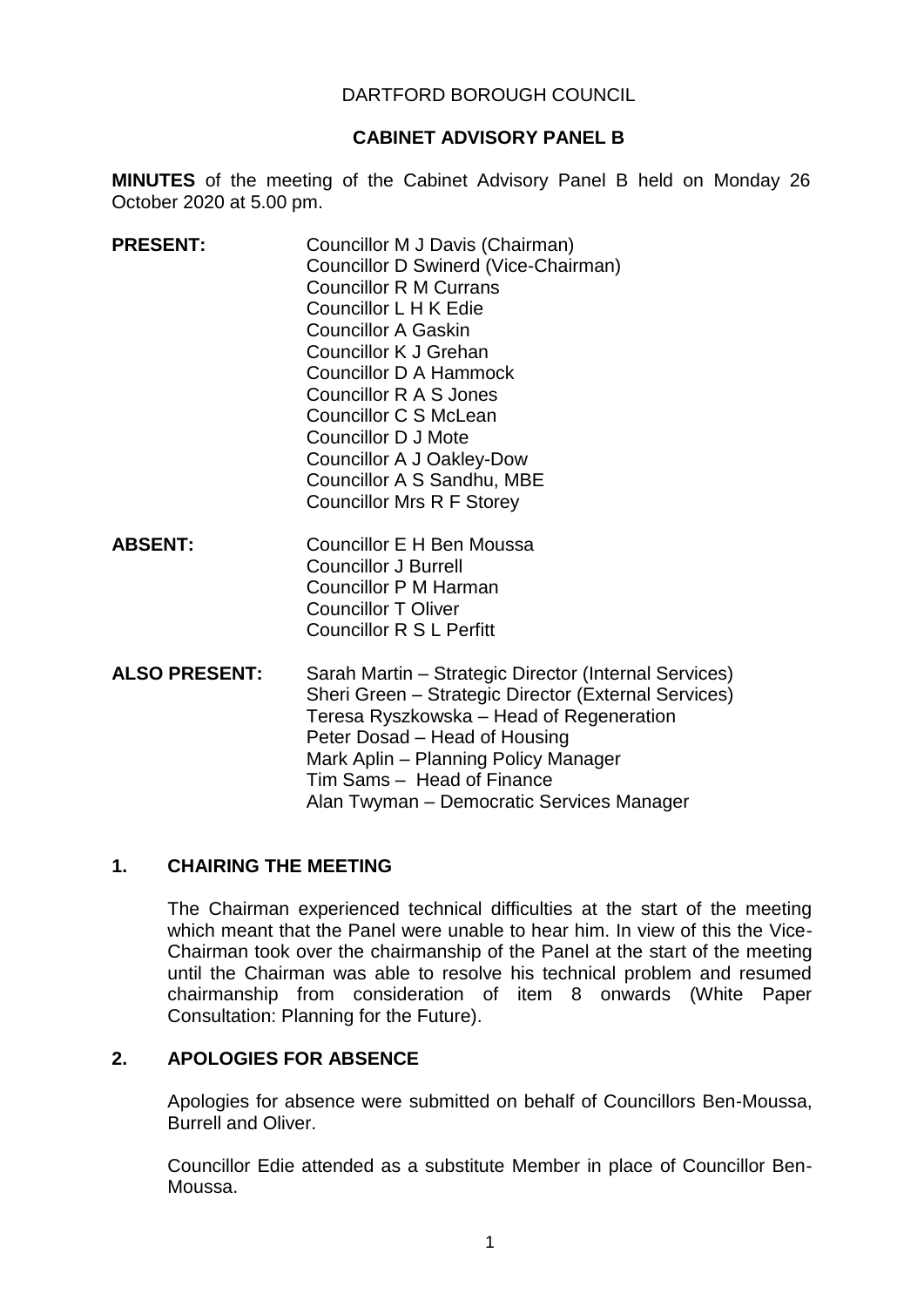DARTFORD BOROUGH COUNCIL

**CABINET ADVISORY PANEL B**

**MINUTES** of the meeting of the Cabinet Advisory Panel B held on Monday 26 October 2020 at 5.00 pm.

**PRESENT:**
Councillor M J Davis (Chairman)
Councillor D Swinerd (Vice-Chairman)
Councillor R M Currans
Councillor L H K Edie
Councillor A Gaskin
Councillor K J Grehan
Councillor D A Hammock
Councillor R A S Jones
Councillor C S McLean
Councillor D J Mote
Councillor A J Oakley-Dow
Councillor A S Sandhu, MBE
Councillor Mrs R F Storey

**ABSENT:**
Councillor E H Ben Moussa
Councillor J Burrell
Councillor P M Harman
Councillor T Oliver
Councillor R S L Perfitt

**ALSO PRESENT:**
Sarah Martin – Strategic Director (Internal Services)
Sheri Green – Strategic Director (External Services)
Teresa Ryszkowska – Head of Regeneration
Peter Dosad – Head of Housing
Mark Aplin – Planning Policy Manager
Tim Sams – Head of Finance
Alan Twyman – Democratic Services Manager

## 1. CHAIRING THE MEETING

The Chairman experienced technical difficulties at the start of the meeting which meant that the Panel were unable to hear him. In view of this the Vice-Chairman took over the chairmanship of the Panel at the start of the meeting until the Chairman was able to resolve his technical problem and resumed chairmanship from consideration of item 8 onwards (White Paper Consultation: Planning for the Future).

## 2. APOLOGIES FOR ABSENCE

Apologies for absence were submitted on behalf of Councillors Ben-Moussa, Burrell and Oliver.

Councillor Edie attended as a substitute Member in place of Councillor Ben-Moussa.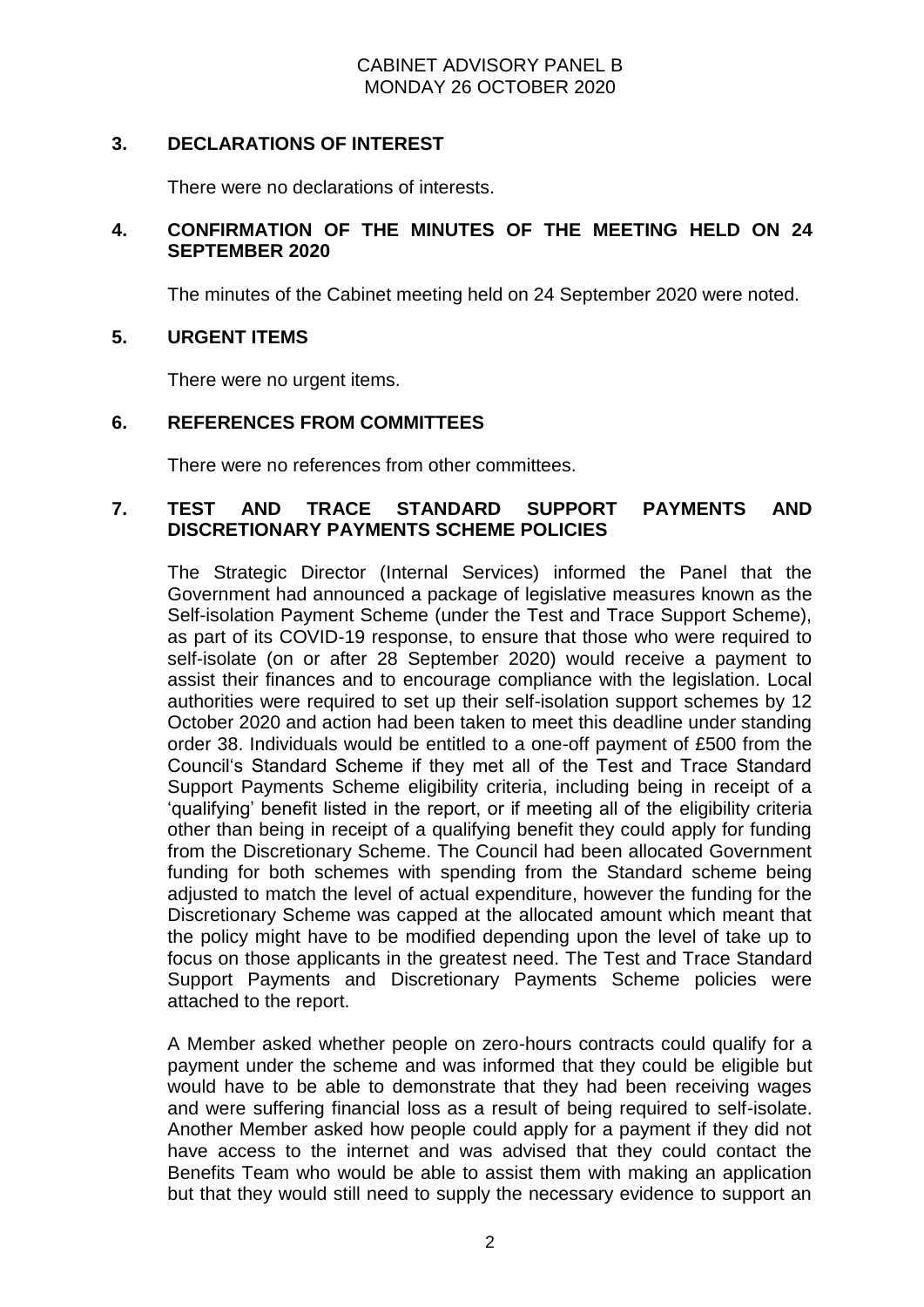## 3. DECLARATIONS OF INTEREST

There were no declarations of interests.

## 4. CONFIRMATION OF THE MINUTES OF THE MEETING HELD ON 24 SEPTEMBER 2020

The minutes of the Cabinet meeting held on 24 September 2020 were noted.

## 5. URGENT ITEMS

There were no urgent items.

## 6. REFERENCES FROM COMMITTEES

There were no references from other committees.

## 7. TEST AND TRACE STANDARD SUPPORT PAYMENTS AND DISCRETIONARY PAYMENTS SCHEME POLICIES

The Strategic Director (Internal Services) informed the Panel that the Government had announced a package of legislative measures known as the Self-isolation Payment Scheme (under the Test and Trace Support Scheme), as part of its COVID-19 response, to ensure that those who were required to self-isolate (on or after 28 September 2020) would receive a payment to assist their finances and to encourage compliance with the legislation. Local authorities were required to set up their self-isolation support schemes by 12 October 2020 and action had been taken to meet this deadline under standing order 38. Individuals would be entitled to a one-off payment of £500 from the Council's Standard Scheme if they met all of the Test and Trace Standard Support Payments Scheme eligibility criteria, including being in receipt of a 'qualifying' benefit listed in the report, or if meeting all of the eligibility criteria other than being in receipt of a qualifying benefit they could apply for funding from the Discretionary Scheme. The Council had been allocated Government funding for both schemes with spending from the Standard scheme being adjusted to match the level of actual expenditure, however the funding for the Discretionary Scheme was capped at the allocated amount which meant that the policy might have to be modified depending upon the level of take up to focus on those applicants in the greatest need. The Test and Trace Standard Support Payments and Discretionary Payments Scheme policies were attached to the report.

A Member asked whether people on zero-hours contracts could qualify for a payment under the scheme and was informed that they could be eligible but would have to be able to demonstrate that they had been receiving wages and were suffering financial loss as a result of being required to self-isolate. Another Member asked how people could apply for a payment if they did not have access to the internet and was advised that they could contact the Benefits Team who would be able to assist them with making an application but that they would still need to supply the necessary evidence to support an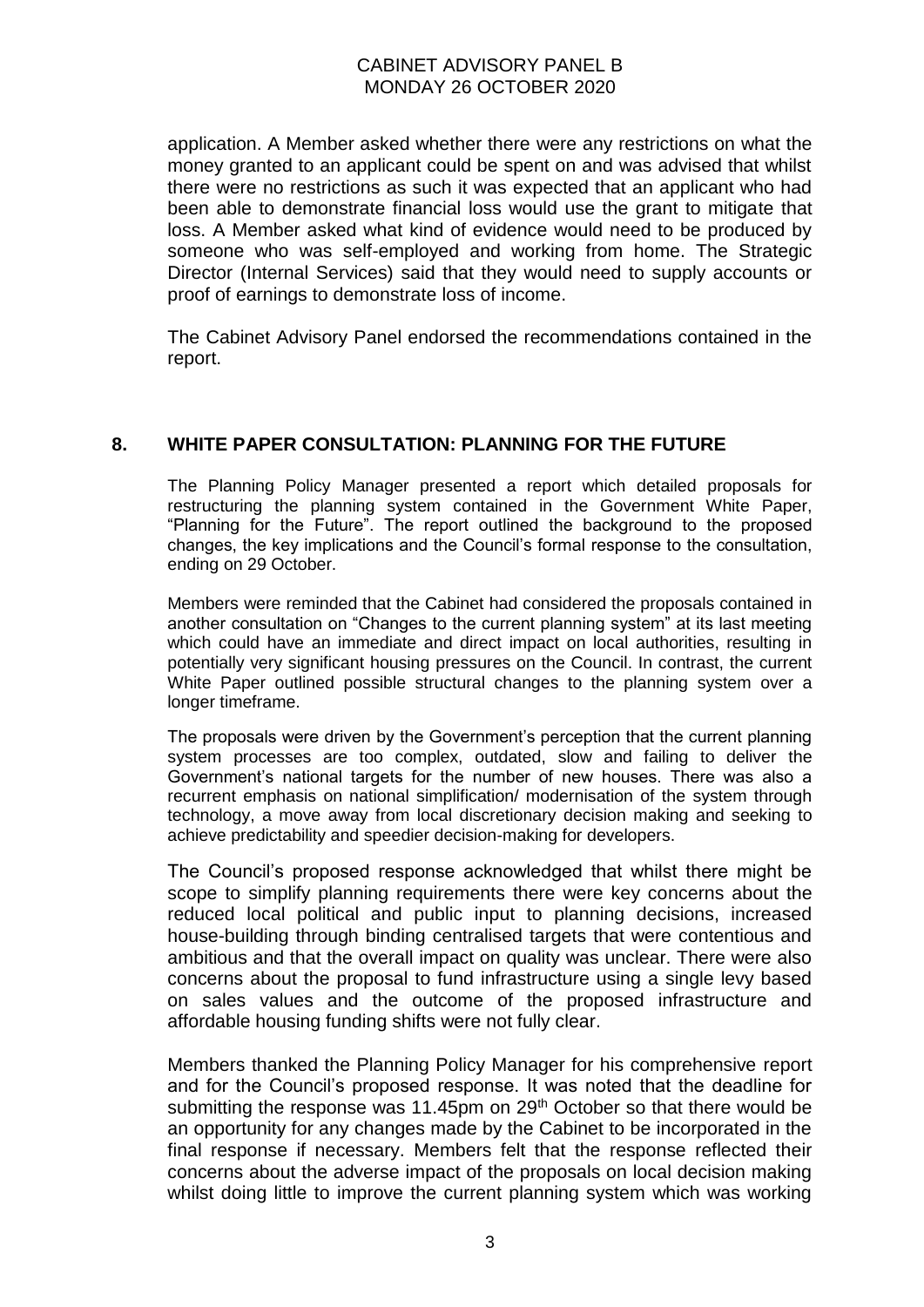application. A Member asked whether there were any restrictions on what the money granted to an applicant could be spent on and was advised that whilst there were no restrictions as such it was expected that an applicant who had been able to demonstrate financial loss would use the grant to mitigate that loss. A Member asked what kind of evidence would need to be produced by someone who was self-employed and working from home. The Strategic Director (Internal Services) said that they would need to supply accounts or proof of earnings to demonstrate loss of income.

The Cabinet Advisory Panel endorsed the recommendations contained in the report.

## 8. WHITE PAPER CONSULTATION: PLANNING FOR THE FUTURE

The Planning Policy Manager presented a report which detailed proposals for restructuring the planning system contained in the Government White Paper, "Planning for the Future". The report outlined the background to the proposed changes, the key implications and the Council's formal response to the consultation, ending on 29 October.

Members were reminded that the Cabinet had considered the proposals contained in another consultation on "Changes to the current planning system" at its last meeting which could have an immediate and direct impact on local authorities, resulting in potentially very significant housing pressures on the Council. In contrast, the current White Paper outlined possible structural changes to the planning system over a longer timeframe.

The proposals were driven by the Government's perception that the current planning system processes are too complex, outdated, slow and failing to deliver the Government's national targets for the number of new houses. There was also a recurrent emphasis on national simplification/ modernisation of the system through technology, a move away from local discretionary decision making and seeking to achieve predictability and speedier decision-making for developers.

The Council's proposed response acknowledged that whilst there might be scope to simplify planning requirements there were key concerns about the reduced local political and public input to planning decisions, increased house-building through binding centralised targets that were contentious and ambitious and that the overall impact on quality was unclear. There were also concerns about the proposal to fund infrastructure using a single levy based on sales values and the outcome of the proposed infrastructure and affordable housing funding shifts were not fully clear.

Members thanked the Planning Policy Manager for his comprehensive report and for the Council's proposed response. It was noted that the deadline for submitting the response was 11.45pm on 29th October so that there would be an opportunity for any changes made by the Cabinet to be incorporated in the final response if necessary. Members felt that the response reflected their concerns about the adverse impact of the proposals on local decision making whilst doing little to improve the current planning system which was working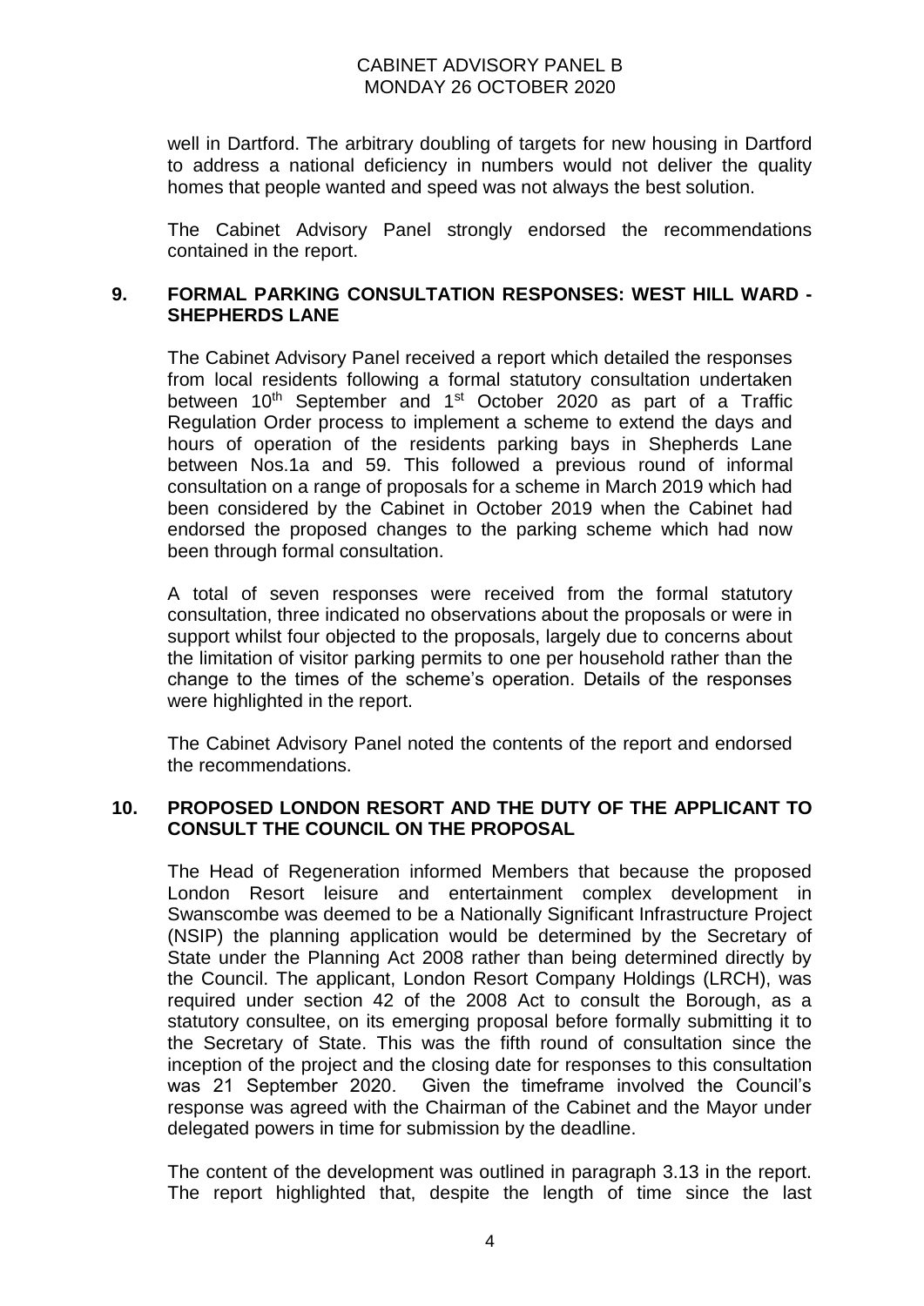well in Dartford. The arbitrary doubling of targets for new housing in Dartford to address a national deficiency in numbers would not deliver the quality homes that people wanted and speed was not always the best solution.

The Cabinet Advisory Panel strongly endorsed the recommendations contained in the report.

## 9. FORMAL PARKING CONSULTATION RESPONSES: WEST HILL WARD - SHEPHERDS LANE

The Cabinet Advisory Panel received a report which detailed the responses from local residents following a formal statutory consultation undertaken between 10th September and 1st October 2020 as part of a Traffic Regulation Order process to implement a scheme to extend the days and hours of operation of the residents parking bays in Shepherds Lane between Nos.1a and 59. This followed a previous round of informal consultation on a range of proposals for a scheme in March 2019 which had been considered by the Cabinet in October 2019 when the Cabinet had endorsed the proposed changes to the parking scheme which had now been through formal consultation.

A total of seven responses were received from the formal statutory consultation, three indicated no observations about the proposals or were in support whilst four objected to the proposals, largely due to concerns about the limitation of visitor parking permits to one per household rather than the change to the times of the scheme's operation. Details of the responses were highlighted in the report.

The Cabinet Advisory Panel noted the contents of the report and endorsed the recommendations.

## 10. PROPOSED LONDON RESORT AND THE DUTY OF THE APPLICANT TO CONSULT THE COUNCIL ON THE PROPOSAL

The Head of Regeneration informed Members that because the proposed London Resort leisure and entertainment complex development in Swanscombe was deemed to be a Nationally Significant Infrastructure Project (NSIP) the planning application would be determined by the Secretary of State under the Planning Act 2008 rather than being determined directly by the Council. The applicant, London Resort Company Holdings (LRCH), was required under section 42 of the 2008 Act to consult the Borough, as a statutory consultee, on its emerging proposal before formally submitting it to the Secretary of State. This was the fifth round of consultation since the inception of the project and the closing date for responses to this consultation was 21 September 2020. Given the timeframe involved the Council's response was agreed with the Chairman of the Cabinet and the Mayor under delegated powers in time for submission by the deadline.

The content of the development was outlined in paragraph 3.13 in the report. The report highlighted that, despite the length of time since the last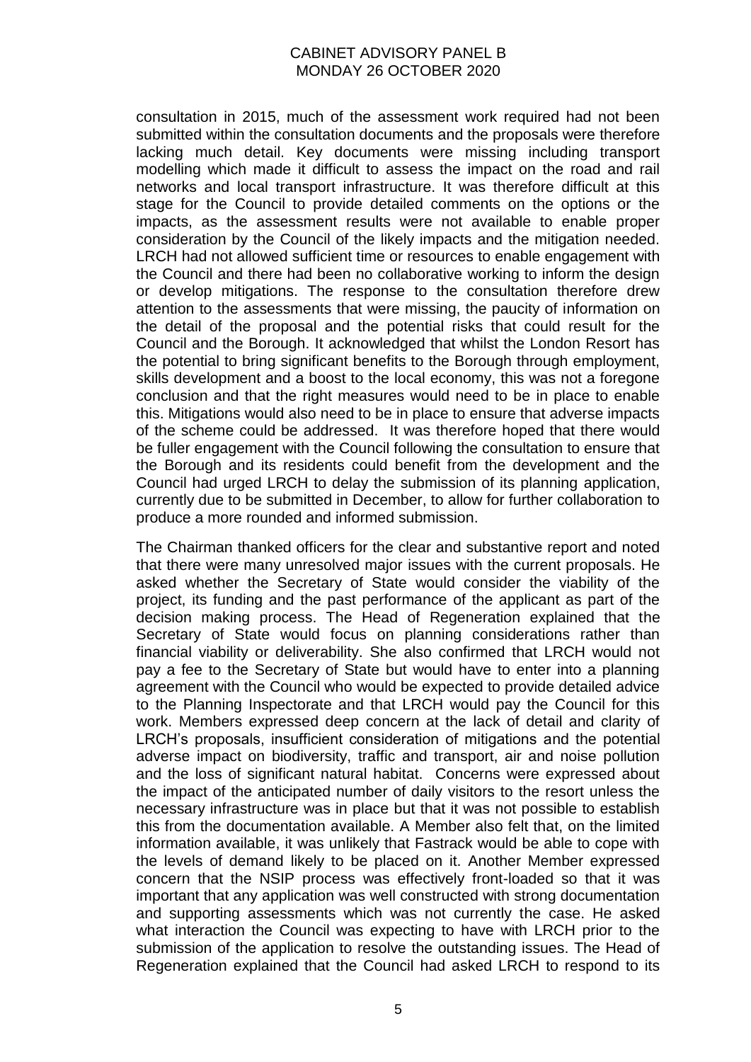consultation in 2015, much of the assessment work required had not been submitted within the consultation documents and the proposals were therefore lacking much detail. Key documents were missing including transport modelling which made it difficult to assess the impact on the road and rail networks and local transport infrastructure. It was therefore difficult at this stage for the Council to provide detailed comments on the options or the impacts, as the assessment results were not available to enable proper consideration by the Council of the likely impacts and the mitigation needed. LRCH had not allowed sufficient time or resources to enable engagement with the Council and there had been no collaborative working to inform the design or develop mitigations. The response to the consultation therefore drew attention to the assessments that were missing, the paucity of information on the detail of the proposal and the potential risks that could result for the Council and the Borough. It acknowledged that whilst the London Resort has the potential to bring significant benefits to the Borough through employment, skills development and a boost to the local economy, this was not a foregone conclusion and that the right measures would need to be in place to enable this. Mitigations would also need to be in place to ensure that adverse impacts of the scheme could be addressed. It was therefore hoped that there would be fuller engagement with the Council following the consultation to ensure that the Borough and its residents could benefit from the development and the Council had urged LRCH to delay the submission of its planning application, currently due to be submitted in December, to allow for further collaboration to produce a more rounded and informed submission.

The Chairman thanked officers for the clear and substantive report and noted that there were many unresolved major issues with the current proposals. He asked whether the Secretary of State would consider the viability of the project, its funding and the past performance of the applicant as part of the decision making process. The Head of Regeneration explained that the Secretary of State would focus on planning considerations rather than financial viability or deliverability. She also confirmed that LRCH would not pay a fee to the Secretary of State but would have to enter into a planning agreement with the Council who would be expected to provide detailed advice to the Planning Inspectorate and that LRCH would pay the Council for this work. Members expressed deep concern at the lack of detail and clarity of LRCH's proposals, insufficient consideration of mitigations and the potential adverse impact on biodiversity, traffic and transport, air and noise pollution and the loss of significant natural habitat. Concerns were expressed about the impact of the anticipated number of daily visitors to the resort unless the necessary infrastructure was in place but that it was not possible to establish this from the documentation available. A Member also felt that, on the limited information available, it was unlikely that Fastrack would be able to cope with the levels of demand likely to be placed on it. Another Member expressed concern that the NSIP process was effectively front-loaded so that it was important that any application was well constructed with strong documentation and supporting assessments which was not currently the case. He asked what interaction the Council was expecting to have with LRCH prior to the submission of the application to resolve the outstanding issues. The Head of Regeneration explained that the Council had asked LRCH to respond to its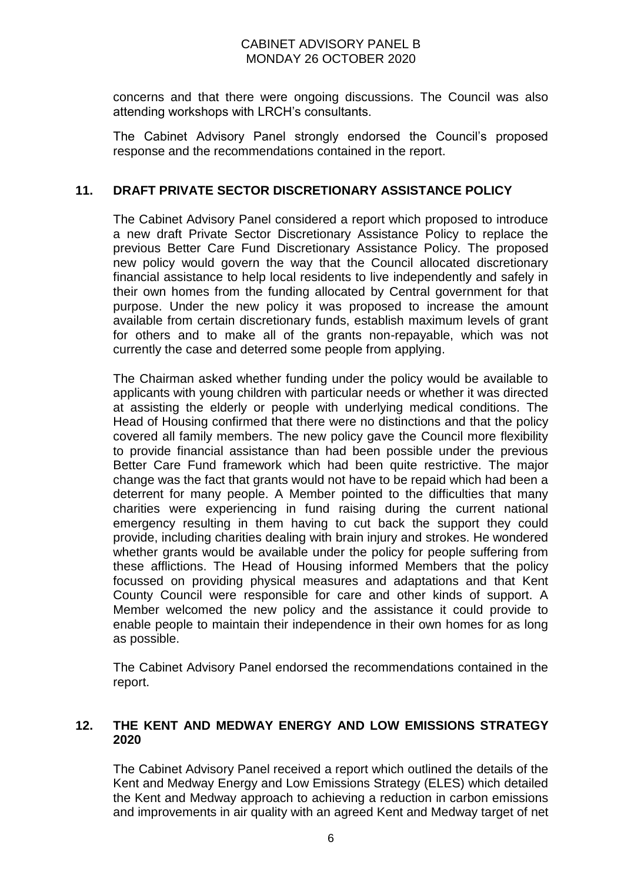concerns and that there were ongoing discussions. The Council was also attending workshops with LRCH's consultants.

The Cabinet Advisory Panel strongly endorsed the Council's proposed response and the recommendations contained in the report.

## 11. DRAFT PRIVATE SECTOR DISCRETIONARY ASSISTANCE POLICY

The Cabinet Advisory Panel considered a report which proposed to introduce a new draft Private Sector Discretionary Assistance Policy to replace the previous Better Care Fund Discretionary Assistance Policy. The proposed new policy would govern the way that the Council allocated discretionary financial assistance to help local residents to live independently and safely in their own homes from the funding allocated by Central government for that purpose. Under the new policy it was proposed to increase the amount available from certain discretionary funds, establish maximum levels of grant for others and to make all of the grants non-repayable, which was not currently the case and deterred some people from applying.

The Chairman asked whether funding under the policy would be available to applicants with young children with particular needs or whether it was directed at assisting the elderly or people with underlying medical conditions. The Head of Housing confirmed that there were no distinctions and that the policy covered all family members. The new policy gave the Council more flexibility to provide financial assistance than had been possible under the previous Better Care Fund framework which had been quite restrictive. The major change was the fact that grants would not have to be repaid which had been a deterrent for many people. A Member pointed to the difficulties that many charities were experiencing in fund raising during the current national emergency resulting in them having to cut back the support they could provide, including charities dealing with brain injury and strokes. He wondered whether grants would be available under the policy for people suffering from these afflictions. The Head of Housing informed Members that the policy focussed on providing physical measures and adaptations and that Kent County Council were responsible for care and other kinds of support. A Member welcomed the new policy and the assistance it could provide to enable people to maintain their independence in their own homes for as long as possible.

The Cabinet Advisory Panel endorsed the recommendations contained in the report.

## 12. THE KENT AND MEDWAY ENERGY AND LOW EMISSIONS STRATEGY 2020

The Cabinet Advisory Panel received a report which outlined the details of the Kent and Medway Energy and Low Emissions Strategy (ELES) which detailed the Kent and Medway approach to achieving a reduction in carbon emissions and improvements in air quality with an agreed Kent and Medway target of net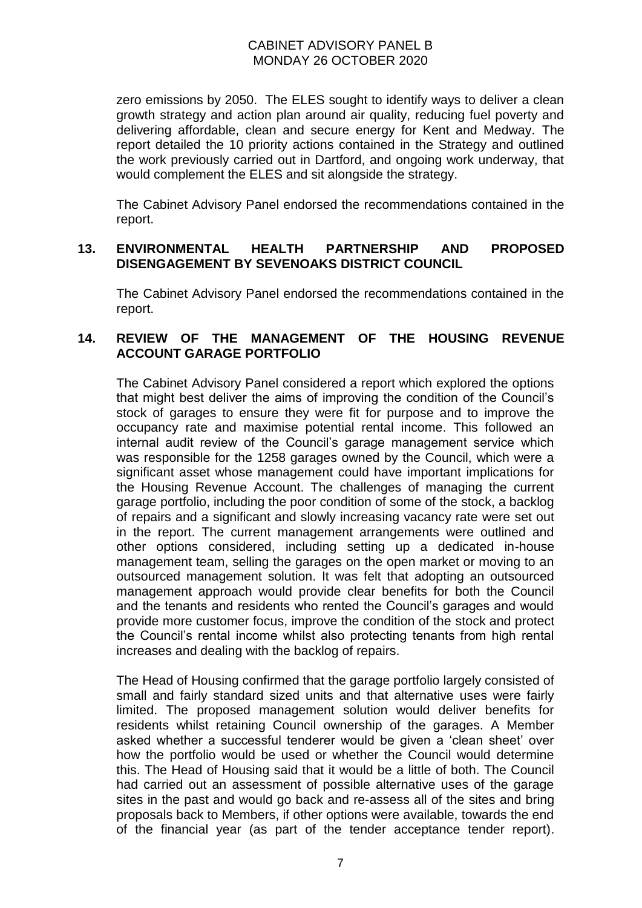zero emissions by 2050. The ELES sought to identify ways to deliver a clean growth strategy and action plan around air quality, reducing fuel poverty and delivering affordable, clean and secure energy for Kent and Medway. The report detailed the 10 priority actions contained in the Strategy and outlined the work previously carried out in Dartford, and ongoing work underway, that would complement the ELES and sit alongside the strategy.

The Cabinet Advisory Panel endorsed the recommendations contained in the report.

## 13. ENVIRONMENTAL HEALTH PARTNERSHIP AND PROPOSED DISENGAGEMENT BY SEVENOAKS DISTRICT COUNCIL

The Cabinet Advisory Panel endorsed the recommendations contained in the report.

## 14. REVIEW OF THE MANAGEMENT OF THE HOUSING REVENUE ACCOUNT GARAGE PORTFOLIO

The Cabinet Advisory Panel considered a report which explored the options that might best deliver the aims of improving the condition of the Council's stock of garages to ensure they were fit for purpose and to improve the occupancy rate and maximise potential rental income. This followed an internal audit review of the Council's garage management service which was responsible for the 1258 garages owned by the Council, which were a significant asset whose management could have important implications for the Housing Revenue Account. The challenges of managing the current garage portfolio, including the poor condition of some of the stock, a backlog of repairs and a significant and slowly increasing vacancy rate were set out in the report. The current management arrangements were outlined and other options considered, including setting up a dedicated in-house management team, selling the garages on the open market or moving to an outsourced management solution. It was felt that adopting an outsourced management approach would provide clear benefits for both the Council and the tenants and residents who rented the Council's garages and would provide more customer focus, improve the condition of the stock and protect the Council's rental income whilst also protecting tenants from high rental increases and dealing with the backlog of repairs.

The Head of Housing confirmed that the garage portfolio largely consisted of small and fairly standard sized units and that alternative uses were fairly limited. The proposed management solution would deliver benefits for residents whilst retaining Council ownership of the garages. A Member asked whether a successful tenderer would be given a 'clean sheet' over how the portfolio would be used or whether the Council would determine this. The Head of Housing said that it would be a little of both. The Council had carried out an assessment of possible alternative uses of the garage sites in the past and would go back and re-assess all of the sites and bring proposals back to Members, if other options were available, towards the end of the financial year (as part of the tender acceptance tender report).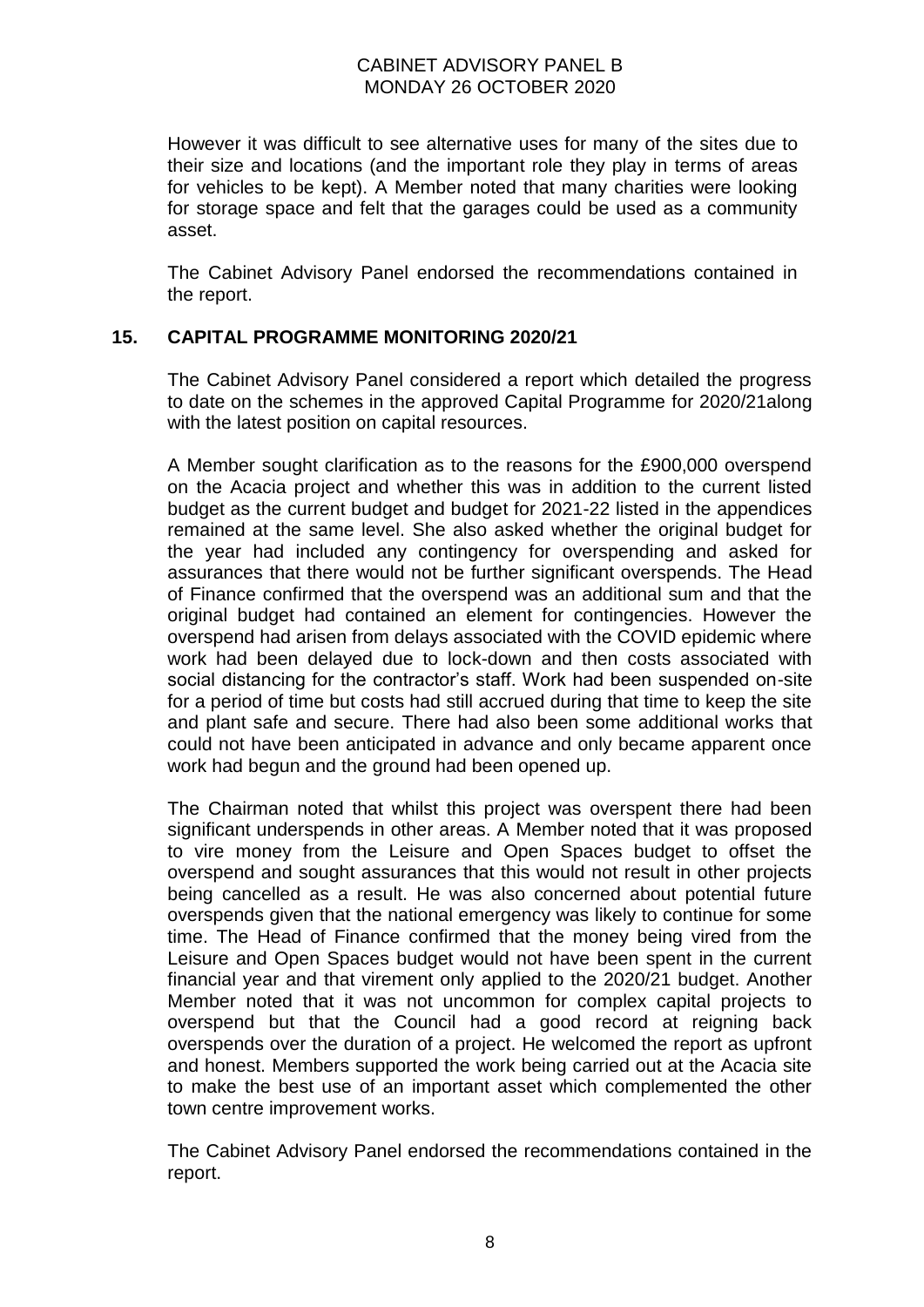However it was difficult to see alternative uses for many of the sites due to their size and locations (and the important role they play in terms of areas for vehicles to be kept). A Member noted that many charities were looking for storage space and felt that the garages could be used as a community asset.

The Cabinet Advisory Panel endorsed the recommendations contained in the report.

## 15. CAPITAL PROGRAMME MONITORING 2020/21

The Cabinet Advisory Panel considered a report which detailed the progress to date on the schemes in the approved Capital Programme for 2020/21along with the latest position on capital resources.

A Member sought clarification as to the reasons for the £900,000 overspend on the Acacia project and whether this was in addition to the current listed budget as the current budget and budget for 2021-22 listed in the appendices remained at the same level. She also asked whether the original budget for the year had included any contingency for overspending and asked for assurances that there would not be further significant overspends. The Head of Finance confirmed that the overspend was an additional sum and that the original budget had contained an element for contingencies. However the overspend had arisen from delays associated with the COVID epidemic where work had been delayed due to lock-down and then costs associated with social distancing for the contractor's staff. Work had been suspended on-site for a period of time but costs had still accrued during that time to keep the site and plant safe and secure. There had also been some additional works that could not have been anticipated in advance and only became apparent once work had begun and the ground had been opened up.

The Chairman noted that whilst this project was overspent there had been significant underspends in other areas. A Member noted that it was proposed to vire money from the Leisure and Open Spaces budget to offset the overspend and sought assurances that this would not result in other projects being cancelled as a result. He was also concerned about potential future overspends given that the national emergency was likely to continue for some time. The Head of Finance confirmed that the money being vired from the Leisure and Open Spaces budget would not have been spent in the current financial year and that virement only applied to the 2020/21 budget. Another Member noted that it was not uncommon for complex capital projects to overspend but that the Council had a good record at reigning back overspends over the duration of a project. He welcomed the report as upfront and honest. Members supported the work being carried out at the Acacia site to make the best use of an important asset which complemented the other town centre improvement works.

The Cabinet Advisory Panel endorsed the recommendations contained in the report.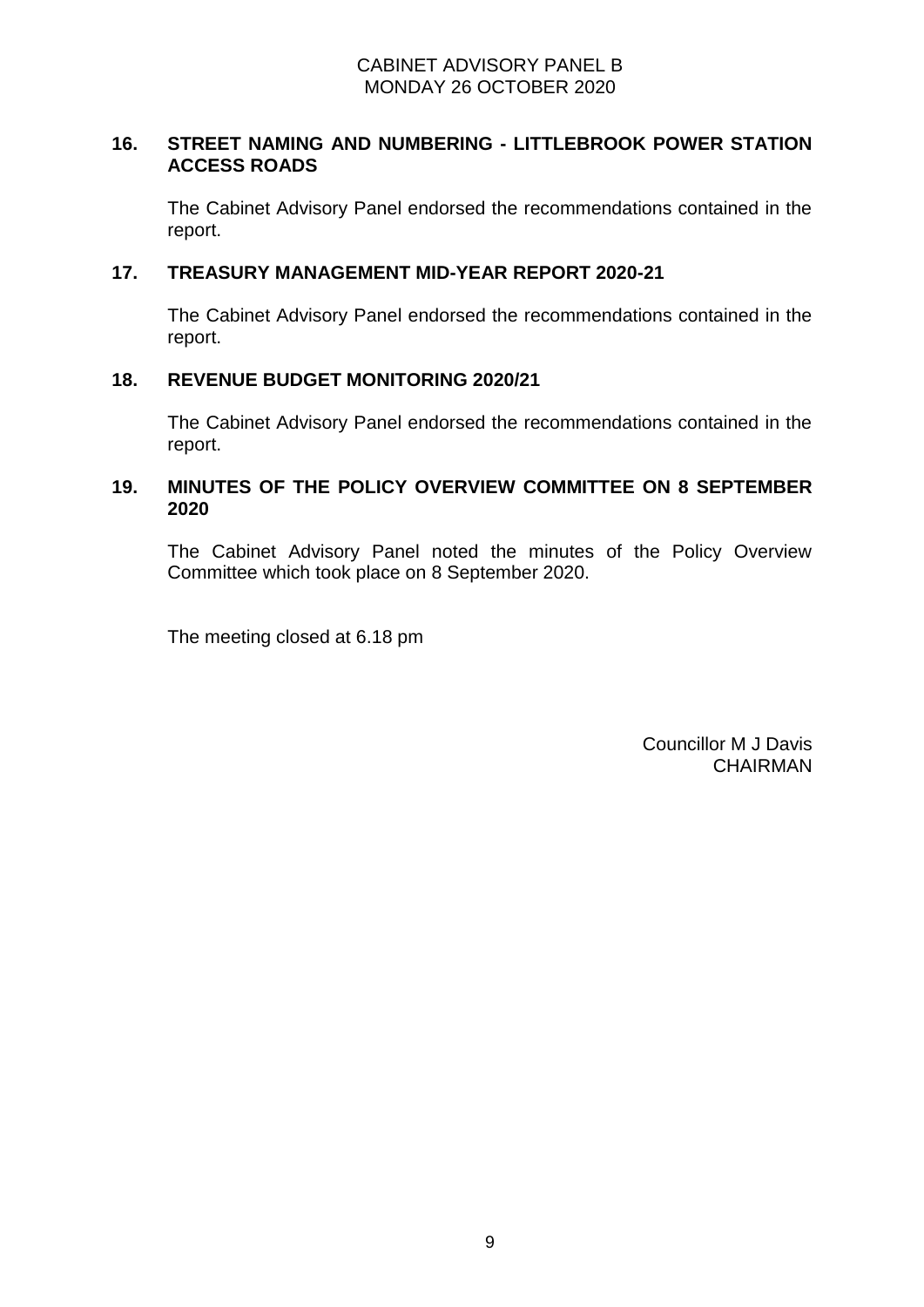## 16. STREET NAMING AND NUMBERING - LITTLEBROOK POWER STATION ACCESS ROADS

The Cabinet Advisory Panel endorsed the recommendations contained in the report.

## 17. TREASURY MANAGEMENT MID-YEAR REPORT 2020-21

The Cabinet Advisory Panel endorsed the recommendations contained in the report.

## 18. REVENUE BUDGET MONITORING 2020/21

The Cabinet Advisory Panel endorsed the recommendations contained in the report.

## 19. MINUTES OF THE POLICY OVERVIEW COMMITTEE ON 8 SEPTEMBER 2020

The Cabinet Advisory Panel noted the minutes of the Policy Overview Committee which took place on 8 September 2020.

The meeting closed at 6.18 pm

Councillor M J Davis
CHAIRMAN